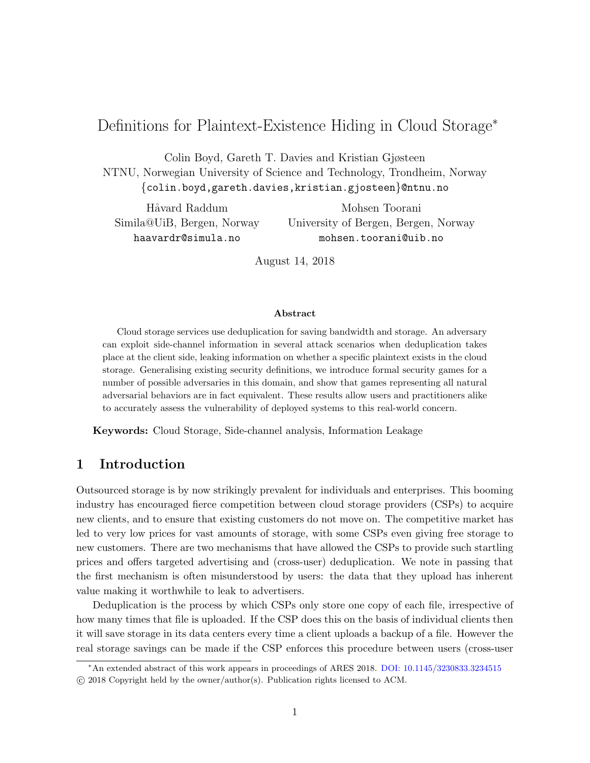# Definitions for Plaintext-Existence Hiding in Cloud Storage*

Colin Boyd, Gareth T. Davies and Kristian Gjøsteen
NTNU, Norwegian University of Science and Technology, Trondheim, Norway
{colin.boyd,gareth.davies,kristian.gjosteen}@ntnu.no

Håvard Raddum
Simila@UiB, Bergen, Norway
haavardr@simula.no

Mohsen Toorani
University of Bergen, Bergen, Norway
mohsen.toorani@uib.no

August 14, 2018

### Abstract

Cloud storage services use deduplication for saving bandwidth and storage. An adversary can exploit side-channel information in several attack scenarios when deduplication takes place at the client side, leaking information on whether a specific plaintext exists in the cloud storage. Generalising existing security definitions, we introduce formal security games for a number of possible adversaries in this domain, and show that games representing all natural adversarial behaviors are in fact equivalent. These results allow users and practitioners alike to accurately assess the vulnerability of deployed systems to this real-world concern.

**Keywords:** Cloud Storage, Side-channel analysis, Information Leakage

## 1 Introduction

Outsourced storage is by now strikingly prevalent for individuals and enterprises. This booming industry has encouraged fierce competition between cloud storage providers (CSPs) to acquire new clients, and to ensure that existing customers do not move on. The competitive market has led to very low prices for vast amounts of storage, with some CSPs even giving free storage to new customers. There are two mechanisms that have allowed the CSPs to provide such startling prices and offers targeted advertising and (cross-user) deduplication. We note in passing that the first mechanism is often misunderstood by users: the data that they upload has inherent value making it worthwhile to leak to advertisers.

Deduplication is the process by which CSPs only store one copy of each file, irrespective of how many times that file is uploaded. If the CSP does this on the basis of individual clients then it will save storage in its data centers every time a client uploads a backup of a file. However the real storage savings can be made if the CSP enforces this procedure between users (cross-user

*An extended abstract of this work appears in proceedings of ARES 2018. DOI: 10.1145/3230833.3234515
© 2018 Copyright held by the owner/author(s). Publication rights licensed to ACM.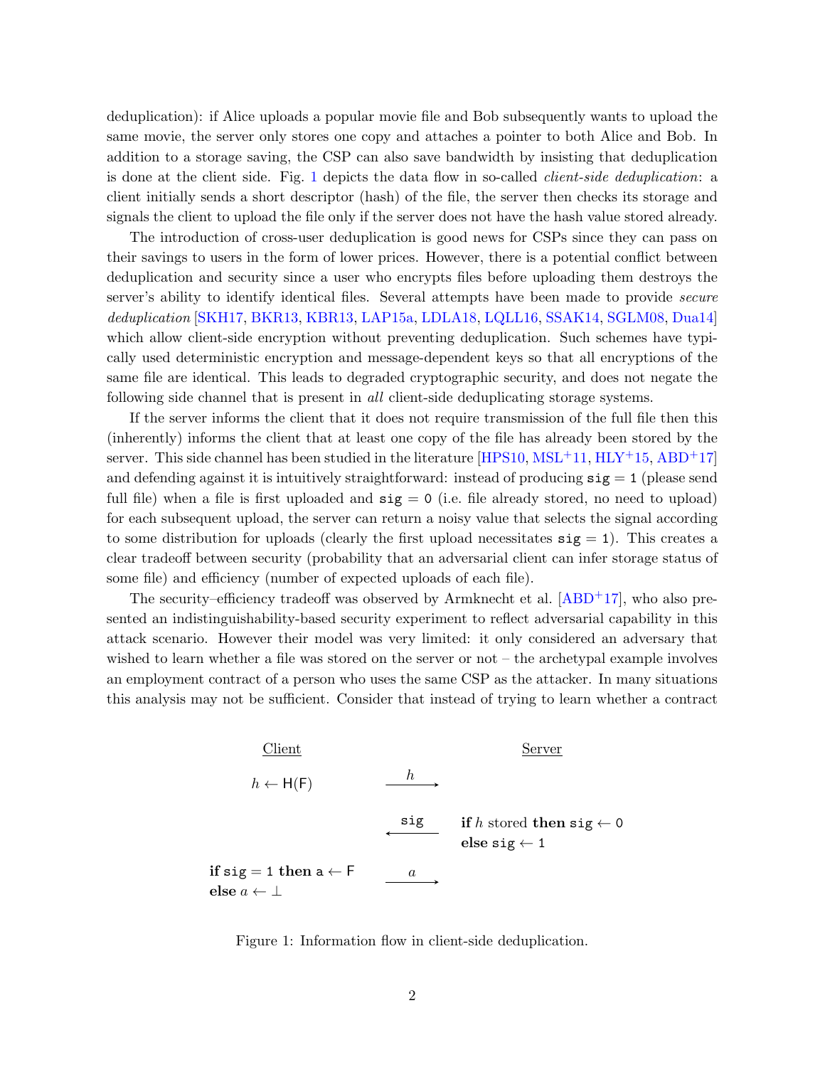deduplication): if Alice uploads a popular movie file and Bob subsequently wants to upload the same movie, the server only stores one copy and attaches a pointer to both Alice and Bob. In addition to a storage saving, the CSP can also save bandwidth by insisting that deduplication is done at the client side. Fig. 1 depicts the data flow in so-called *client-side deduplication*: a client initially sends a short descriptor (hash) of the file, the server then checks its storage and signals the client to upload the file only if the server does not have the hash value stored already.

The introduction of cross-user deduplication is good news for CSPs since they can pass on their savings to users in the form of lower prices. However, there is a potential conflict between deduplication and security since a user who encrypts files before uploading them destroys the server's ability to identify identical files. Several attempts have been made to provide *secure deduplication* [SKH17, BKR13, KBR13, LAP15a, LDLA18, LQLL16, SSAK14, SGLM08, Dua14] which allow client-side encryption without preventing deduplication. Such schemes have typically used deterministic encryption and message-dependent keys so that all encryptions of the same file are identical. This leads to degraded cryptographic security, and does not negate the following side channel that is present in *all* client-side deduplicating storage systems.

If the server informs the client that it does not require transmission of the full file then this (inherently) informs the client that at least one copy of the file has already been stored by the server. This side channel has been studied in the literature [HPS10, MSL+11, HLY+15, ABD+17] and defending against it is intuitively straightforward: instead of producing $\texttt{sig} = \texttt{1}$ (please send full file) when a file is first uploaded and $\texttt{sig} = \texttt{0}$ (i.e. file already stored, no need to upload) for each subsequent upload, the server can return a noisy value that selects the signal according to some distribution for uploads (clearly the first upload necessitates $\texttt{sig} = \texttt{1}$). This creates a clear tradeoff between security (probability that an adversarial client can infer storage status of some file) and efficiency (number of expected uploads of each file).

The security–efficiency tradeoff was observed by Armknecht et al. [ABD+17], who also presented an indistinguishability-based security experiment to reflect adversarial capability in this attack scenario. However their model was very limited: it only considered an adversary that wished to learn whether a file was stored on the server or not – the archetypal example involves an employment contract of a person who uses the same CSP as the attacker. In many situations this analysis may not be sufficient. Consider that instead of trying to learn whether a contract

| Client | | Server |
|---|---|---|
| $h \leftarrow \mathsf{H}(\mathsf{F})$ | $\xrightarrow{\quad h \quad}$ | |
| | $\xleftarrow{\quad \texttt{sig} \quad}$ | **if** $h$ stored **then** $\texttt{sig} \leftarrow \texttt{0}$ **else** $\texttt{sig} \leftarrow \texttt{1}$ |
| **if** $\texttt{sig} = \texttt{1}$ **then** $a \leftarrow \mathsf{F}$ **else** $a \leftarrow \perp$ | $\xrightarrow{\quad a \quad}$ | |

Figure 1: Information flow in client-side deduplication.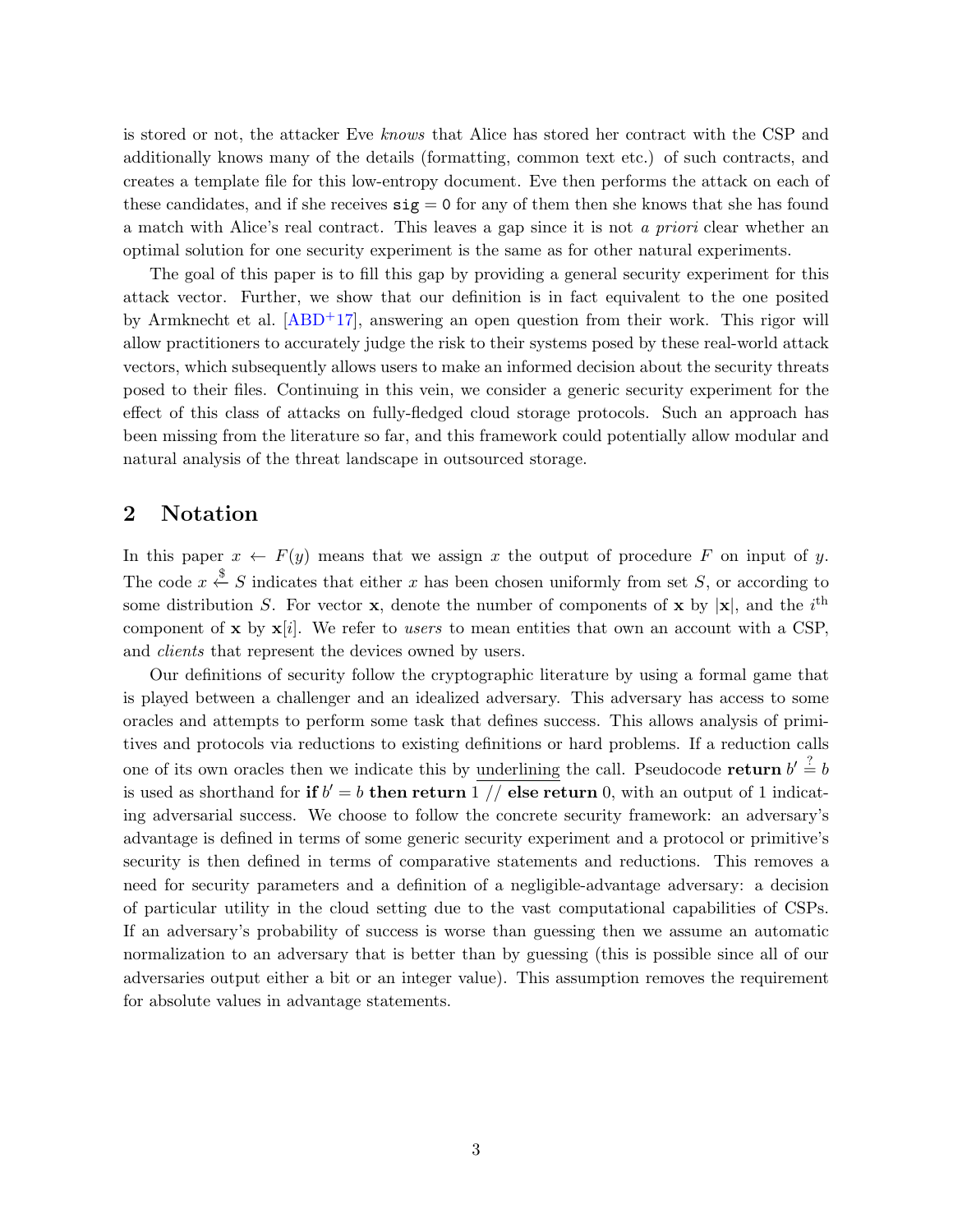is stored or not, the attacker Eve *knows* that Alice has stored her contract with the CSP and additionally knows many of the details (formatting, common text etc.) of such contracts, and creates a template file for this low-entropy document. Eve then performs the attack on each of these candidates, and if she receives `sig` = `0` for any of them then she knows that she has found a match with Alice's real contract. This leaves a gap since it is not *a priori* clear whether an optimal solution for one security experiment is the same as for other natural experiments.

The goal of this paper is to fill this gap by providing a general security experiment for this attack vector. Further, we show that our definition is in fact equivalent to the one posited by Armknecht et al. [ABD+17], answering an open question from their work. This rigor will allow practitioners to accurately judge the risk to their systems posed by these real-world attack vectors, which subsequently allows users to make an informed decision about the security threats posed to their files. Continuing in this vein, we consider a generic security experiment for the effect of this class of attacks on fully-fledged cloud storage protocols. Such an approach has been missing from the literature so far, and this framework could potentially allow modular and natural analysis of the threat landscape in outsourced storage.

## 2 Notation

In this paper $x \leftarrow F(y)$ means that we assign $x$ the output of procedure $F$ on input of $y$. The code $x \stackrel{\$}{\leftarrow} S$ indicates that either $x$ has been chosen uniformly from set $S$, or according to some distribution $S$. For vector $\mathbf{x}$, denote the number of components of $\mathbf{x}$ by $|\mathbf{x}|$, and the $i^{\text{th}}$ component of $\mathbf{x}$ by $\mathbf{x}[i]$. We refer to *users* to mean entities that own an account with a CSP, and *clients* that represent the devices owned by users.

Our definitions of security follow the cryptographic literature by using a formal game that is played between a challenger and an idealized adversary. This adversary has access to some oracles and attempts to perform some task that defines success. This allows analysis of primitives and protocols via reductions to existing definitions or hard problems. If a reduction calls one of its own oracles then we indicate this by underlining the call. Pseudocode **return** $b' \stackrel{?}{=} b$ is used as shorthand for **if** $b' = b$ **then return** 1 // **else return** 0, with an output of 1 indicating adversarial success. We choose to follow the concrete security framework: an adversary's advantage is defined in terms of some generic security experiment and a protocol or primitive's security is then defined in terms of comparative statements and reductions. This removes a need for security parameters and a definition of a negligible-advantage adversary: a decision of particular utility in the cloud setting due to the vast computational capabilities of CSPs. If an adversary's probability of success is worse than guessing then we assume an automatic normalization to an adversary that is better than by guessing (this is possible since all of our adversaries output either a bit or an integer value). This assumption removes the requirement for absolute values in advantage statements.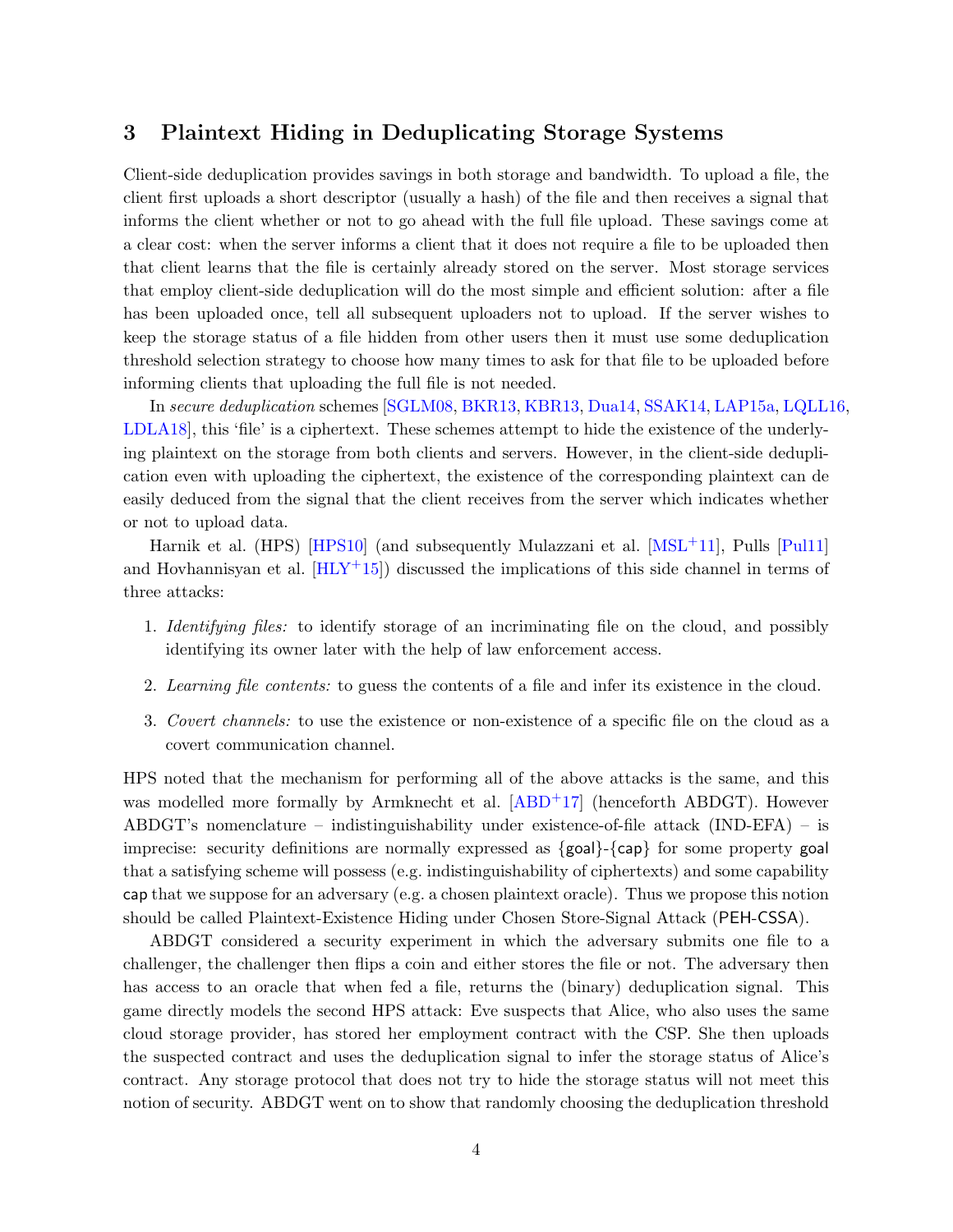## 3 Plaintext Hiding in Deduplicating Storage Systems

Client-side deduplication provides savings in both storage and bandwidth. To upload a file, the client first uploads a short descriptor (usually a hash) of the file and then receives a signal that informs the client whether or not to go ahead with the full file upload. These savings come at a clear cost: when the server informs a client that it does not require a file to be uploaded then that client learns that the file is certainly already stored on the server. Most storage services that employ client-side deduplication will do the most simple and efficient solution: after a file has been uploaded once, tell all subsequent uploaders not to upload. If the server wishes to keep the storage status of a file hidden from other users then it must use some deduplication threshold selection strategy to choose how many times to ask for that file to be uploaded before informing clients that uploading the full file is not needed.

In *secure deduplication* schemes [SGLM08, BKR13, KBR13, Dua14, SSAK14, LAP15a, LQLL16, LDLA18], this 'file' is a ciphertext. These schemes attempt to hide the existence of the underlying plaintext on the storage from both clients and servers. However, in the client-side deduplication even with uploading the ciphertext, the existence of the corresponding plaintext can de easily deduced from the signal that the client receives from the server which indicates whether or not to upload data.

Harnik et al. (HPS) [HPS10] (and subsequently Mulazzani et al. [MSL+11], Pulls [Pul11] and Hovhannisyan et al. [HLY+15]) discussed the implications of this side channel in terms of three attacks:

1. *Identifying files:* to identify storage of an incriminating file on the cloud, and possibly identifying its owner later with the help of law enforcement access.
2. *Learning file contents:* to guess the contents of a file and infer its existence in the cloud.
3. *Covert channels:* to use the existence or non-existence of a specific file on the cloud as a covert communication channel.

HPS noted that the mechanism for performing all of the above attacks is the same, and this was modelled more formally by Armknecht et al. [ABD+17] (henceforth ABDGT). However ABDGT's nomenclature – indistinguishability under existence-of-file attack (IND-EFA) – is imprecise: security definitions are normally expressed as {goal}-{cap} for some property goal that a satisfying scheme will possess (e.g. indistinguishability of ciphertexts) and some capability cap that we suppose for an adversary (e.g. a chosen plaintext oracle). Thus we propose this notion should be called Plaintext-Existence Hiding under Chosen Store-Signal Attack (PEH-CSSA).

ABDGT considered a security experiment in which the adversary submits one file to a challenger, the challenger then flips a coin and either stores the file or not. The adversary then has access to an oracle that when fed a file, returns the (binary) deduplication signal. This game directly models the second HPS attack: Eve suspects that Alice, who also uses the same cloud storage provider, has stored her employment contract with the CSP. She then uploads the suspected contract and uses the deduplication signal to infer the storage status of Alice's contract. Any storage protocol that does not try to hide the storage status will not meet this notion of security. ABDGT went on to show that randomly choosing the deduplication threshold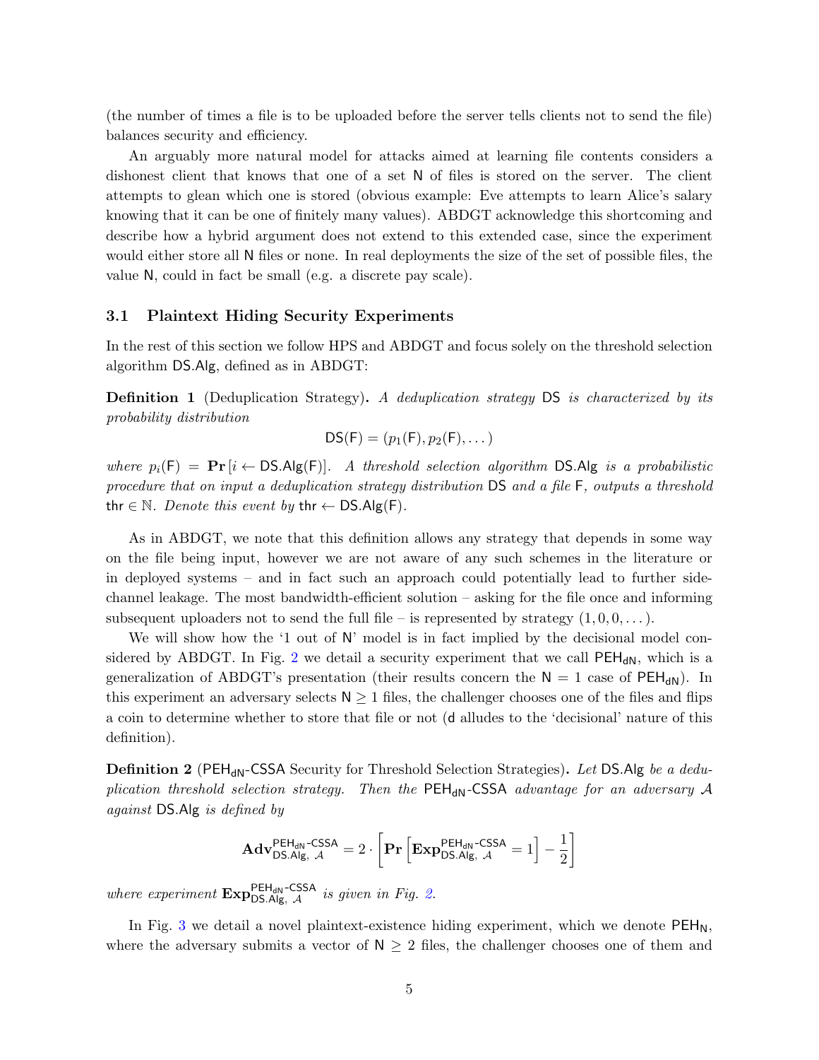(the number of times a file is to be uploaded before the server tells clients not to send the file) balances security and efficiency.

An arguably more natural model for attacks aimed at learning file contents considers a dishonest client that knows that one of a set $\mathsf{N}$ of files is stored on the server. The client attempts to glean which one is stored (obvious example: Eve attempts to learn Alice's salary knowing that it can be one of finitely many values). ABDGT acknowledge this shortcoming and describe how a hybrid argument does not extend to this extended case, since the experiment would either store all $\mathsf{N}$ files or none. In real deployments the size of the set of possible files, the value $\mathsf{N}$, could in fact be small (e.g. a discrete pay scale).

### 3.1 Plaintext Hiding Security Experiments

In the rest of this section we follow HPS and ABDGT and focus solely on the threshold selection algorithm $\mathsf{DS.Alg}$, defined as in ABDGT:

**Definition 1** (Deduplication Strategy)**.** *A deduplication strategy* $\mathsf{DS}$ *is characterized by its probability distribution*

$$\mathsf{DS}(\mathsf{F}) = (p_1(\mathsf{F}), p_2(\mathsf{F}), \dots)$$

*where* $p_i(\mathsf{F}) = \mathbf{Pr}\left[i \leftarrow \mathsf{DS.Alg}(\mathsf{F})\right]$*. A threshold selection algorithm* $\mathsf{DS.Alg}$ *is a probabilistic procedure that on input a deduplication strategy distribution* $\mathsf{DS}$ *and a file* $\mathsf{F}$*, outputs a threshold* $\mathsf{thr} \in \mathbb{N}$*. Denote this event by* $\mathsf{thr} \leftarrow \mathsf{DS.Alg}(\mathsf{F})$*.*

As in ABDGT, we note that this definition allows any strategy that depends in some way on the file being input, however we are not aware of any such schemes in the literature or in deployed systems – and in fact such an approach could potentially lead to further side-channel leakage. The most bandwidth-efficient solution – asking for the file once and informing subsequent uploaders not to send the full file – is represented by strategy $(1, 0, 0, \dots)$.

We will show how the '1 out of $\mathsf{N}$' model is in fact implied by the decisional model considered by ABDGT. In Fig. 2 we detail a security experiment that we call $\mathsf{PEH_{dN}}$, which is a generalization of ABDGT's presentation (their results concern the $\mathsf{N} = 1$ case of $\mathsf{PEH_{dN}}$). In this experiment an adversary selects $\mathsf{N} \geq 1$ files, the challenger chooses one of the files and flips a coin to determine whether to store that file or not ($\mathsf{d}$ alludes to the 'decisional' nature of this definition).

**Definition 2** ($\mathsf{PEH_{dN}}$-$\mathsf{CSSA}$ Security for Threshold Selection Strategies)**.** *Let* $\mathsf{DS.Alg}$ *be a deduplication threshold selection strategy. Then the* $\mathsf{PEH_{dN}}$-$\mathsf{CSSA}$ *advantage for an adversary* $\mathcal{A}$ *against* $\mathsf{DS.Alg}$ *is defined by*

$$\mathbf{Adv}^{\mathsf{PEH_{dN}\text{-}CSSA}}_{\mathsf{DS.Alg},\ \mathcal{A}} = 2 \cdot \left[\mathbf{Pr}\left[\mathbf{Exp}^{\mathsf{PEH_{dN}\text{-}CSSA}}_{\mathsf{DS.Alg},\ \mathcal{A}} = 1\right] - \frac{1}{2}\right]$$

*where experiment* $\mathbf{Exp}^{\mathsf{PEH_{dN}\text{-}CSSA}}_{\mathsf{DS.Alg},\ \mathcal{A}}$ *is given in Fig. 2.*

In Fig. 3 we detail a novel plaintext-existence hiding experiment, which we denote $\mathsf{PEH_N}$, where the adversary submits a vector of $\mathsf{N} \geq 2$ files, the challenger chooses one of them and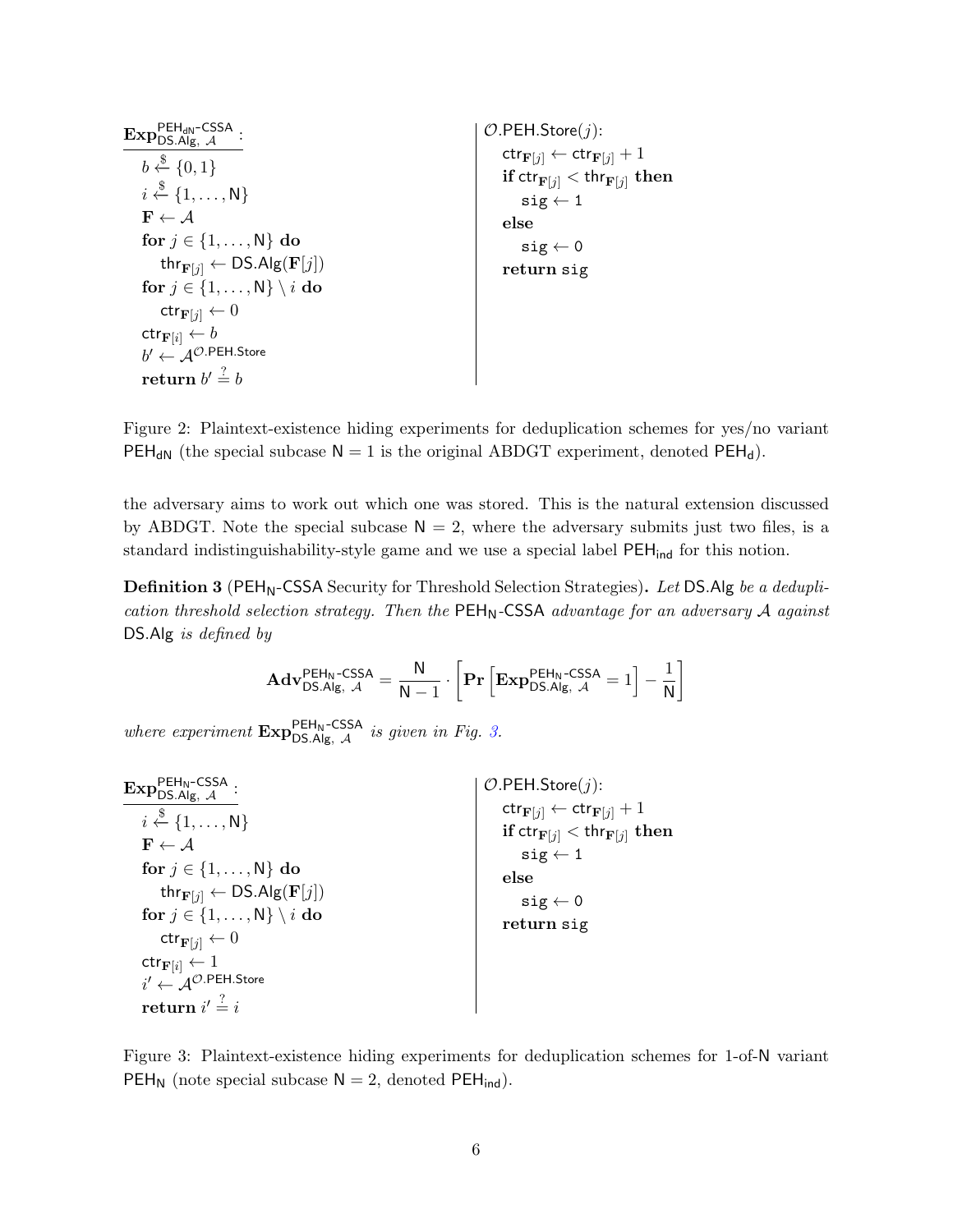```
Exp^{PEH_dN-CSSA}_{DS.Alg, A}:
    b ←$ {0,1}
    i ←$ {1,...,N}
    F ← A
    for j ∈ {1,...,N} do
        thr_{F[j]} ← DS.Alg(F[j])
    for j ∈ {1,...,N} \ i do
        ctr_{F[j]} ← 0
    ctr_{F[i]} ← b
    b' ← A^{O.PEH.Store}
    return b' =? b

O.PEH.Store(j):
    ctr_{F[j]} ← ctr_{F[j]} + 1
    if ctr_{F[j]} < thr_{F[j]} then
        sig ← 1
    else
        sig ← 0
    return sig
```

Figure 2: Plaintext-existence hiding experiments for deduplication schemes for yes/no variant $\mathsf{PEH_{dN}}$ (the special subcase $\mathsf{N} = 1$ is the original ABDGT experiment, denoted $\mathsf{PEH_d}$).

the adversary aims to work out which one was stored. This is the natural extension discussed by ABDGT. Note the special subcase $\mathsf{N} = 2$, where the adversary submits just two files, is a standard indistinguishability-style game and we use a special label $\mathsf{PEH_{ind}}$ for this notion.

**Definition 3** ($\mathsf{PEH_N}$-$\mathsf{CSSA}$ Security for Threshold Selection Strategies)**.** *Let* $\mathsf{DS.Alg}$ *be a deduplication threshold selection strategy. Then the* $\mathsf{PEH_N}$-$\mathsf{CSSA}$ *advantage for an adversary* $\mathcal{A}$ *against* $\mathsf{DS.Alg}$ *is defined by*

$$\mathbf{Adv}^{\mathsf{PEH_N\text{-}CSSA}}_{\mathsf{DS.Alg},\ \mathcal{A}} = \frac{\mathsf{N}}{\mathsf{N}-1} \cdot \left[ \mathbf{Pr}\left[ \mathbf{Exp}^{\mathsf{PEH_N\text{-}CSSA}}_{\mathsf{DS.Alg},\ \mathcal{A}} = 1 \right] - \frac{1}{\mathsf{N}} \right]$$

*where experiment* $\mathbf{Exp}^{\mathsf{PEH_N\text{-}CSSA}}_{\mathsf{DS.Alg},\ \mathcal{A}}$ *is given in Fig. 3.*

```
Exp^{PEH_N-CSSA}_{DS.Alg, A}:
    i ←$ {1,...,N}
    F ← A
    for j ∈ {1,...,N} do
        thr_{F[j]} ← DS.Alg(F[j])
    for j ∈ {1,...,N} \ i do
        ctr_{F[j]} ← 0
    ctr_{F[i]} ← 1
    i' ← A^{O.PEH.Store}
    return i' =? i

O.PEH.Store(j):
    ctr_{F[j]} ← ctr_{F[j]} + 1
    if ctr_{F[j]} < thr_{F[j]} then
        sig ← 1
    else
        sig ← 0
    return sig
```

Figure 3: Plaintext-existence hiding experiments for deduplication schemes for 1-of-N variant $\mathsf{PEH_N}$ (note special subcase $\mathsf{N} = 2$, denoted $\mathsf{PEH_{ind}}$).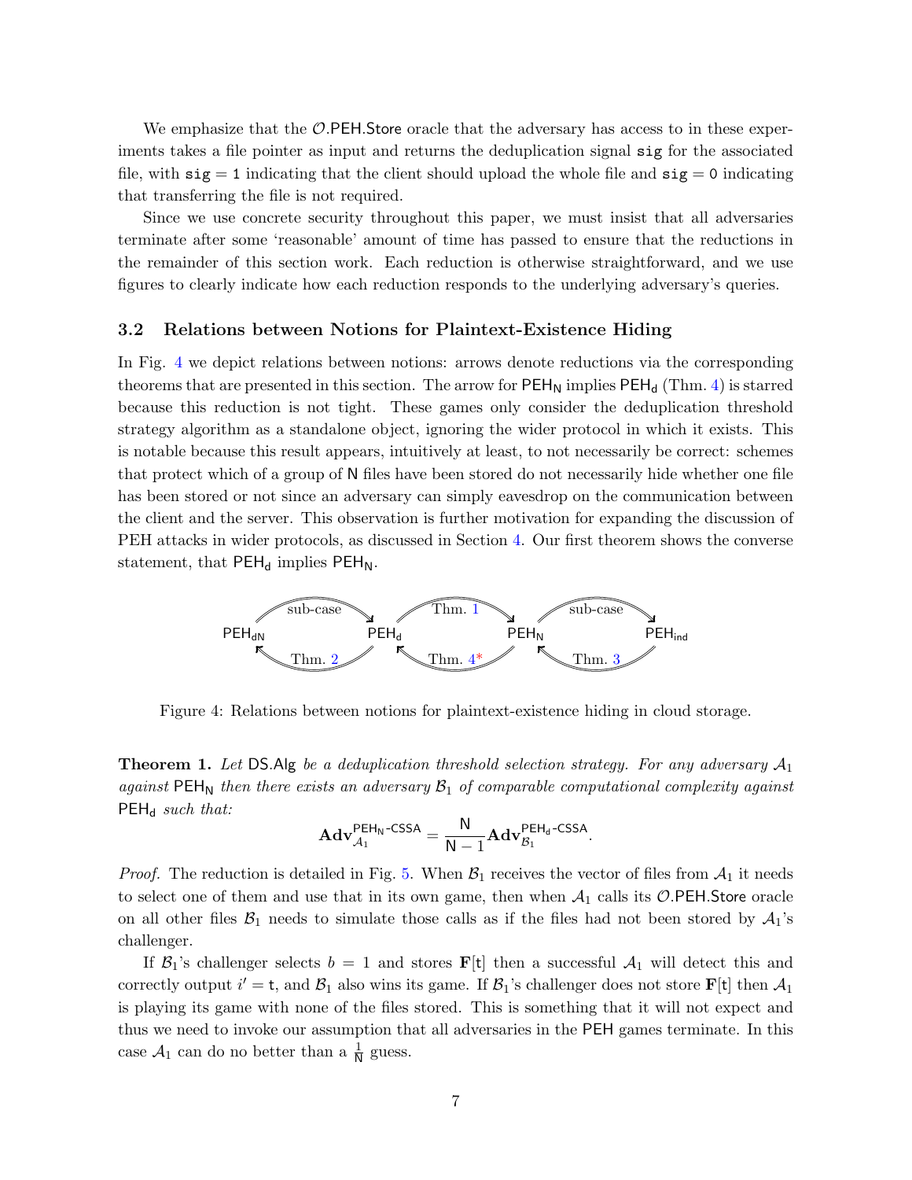We emphasize that the $\mathcal{O}$.PEH.Store oracle that the adversary has access to in these experiments takes a file pointer as input and returns the deduplication signal `sig` for the associated file, with `sig` = 1 indicating that the client should upload the whole file and `sig` = 0 indicating that transferring the file is not required.

Since we use concrete security throughout this paper, we must insist that all adversaries terminate after some 'reasonable' amount of time has passed to ensure that the reductions in the remainder of this section work. Each reduction is otherwise straightforward, and we use figures to clearly indicate how each reduction responds to the underlying adversary's queries.

### 3.2 Relations between Notions for Plaintext-Existence Hiding

In Fig. 4 we depict relations between notions: arrows denote reductions via the corresponding theorems that are presented in this section. The arrow for $\mathsf{PEH_N}$ implies $\mathsf{PEH_d}$ (Thm. 4) is starred because this reduction is not tight. These games only consider the deduplication threshold strategy algorithm as a standalone object, ignoring the wider protocol in which it exists. This is notable because this result appears, intuitively at least, to not necessarily be correct: schemes that protect which of a group of $\mathsf{N}$ files have been stored do not necessarily hide whether one file has been stored or not since an adversary can simply eavesdrop on the communication between the client and the server. This observation is further motivation for expanding the discussion of PEH attacks in wider protocols, as discussed in Section 4. Our first theorem shows the converse statement, that $\mathsf{PEH_d}$ implies $\mathsf{PEH_N}$.

$\mathsf{PEH_{dN}}$ —(sub-case)→ $\mathsf{PEH_d}$ —(Thm. 1)→ $\mathsf{PEH_N}$ —(sub-case)→ $\mathsf{PEH_{ind}}$

$\mathsf{PEH_{dN}}$ ←(Thm. 2)— $\mathsf{PEH_d}$ ←(Thm. 4*)— $\mathsf{PEH_N}$ ←(Thm. 3)— $\mathsf{PEH_{ind}}$

Figure 4: Relations between notions for plaintext-existence hiding in cloud storage.

**Theorem 1.** *Let* DS.Alg *be a deduplication threshold selection strategy. For any adversary $\mathcal{A}_1$ against $\mathsf{PEH_N}$ then there exists an adversary $\mathcal{B}_1$ of comparable computational complexity against $\mathsf{PEH_d}$ such that:*

$$\mathbf{Adv}_{\mathcal{A}_1}^{\mathsf{PEH_N}\text{-}\mathsf{CSSA}} = \frac{\mathsf{N}}{\mathsf{N}-1}\mathbf{Adv}_{\mathcal{B}_1}^{\mathsf{PEH_d}\text{-}\mathsf{CSSA}}.$$

*Proof.* The reduction is detailed in Fig. 5. When $\mathcal{B}_1$ receives the vector of files from $\mathcal{A}_1$ it needs to select one of them and use that in its own game, then when $\mathcal{A}_1$ calls its $\mathcal{O}$.PEH.Store oracle on all other files $\mathcal{B}_1$ needs to simulate those calls as if the files had not been stored by $\mathcal{A}_1$'s challenger.

If $\mathcal{B}_1$'s challenger selects $b = 1$ and stores $\mathbf{F}[\mathsf{t}]$ then a successful $\mathcal{A}_1$ will detect this and correctly output $i' = \mathsf{t}$, and $\mathcal{B}_1$ also wins its game. If $\mathcal{B}_1$'s challenger does not store $\mathbf{F}[\mathsf{t}]$ then $\mathcal{A}_1$ is playing its game with none of the files stored. This is something that it will not expect and thus we need to invoke our assumption that all adversaries in the PEH games terminate. In this case $\mathcal{A}_1$ can do no better than a $\frac{1}{\mathsf{N}}$ guess.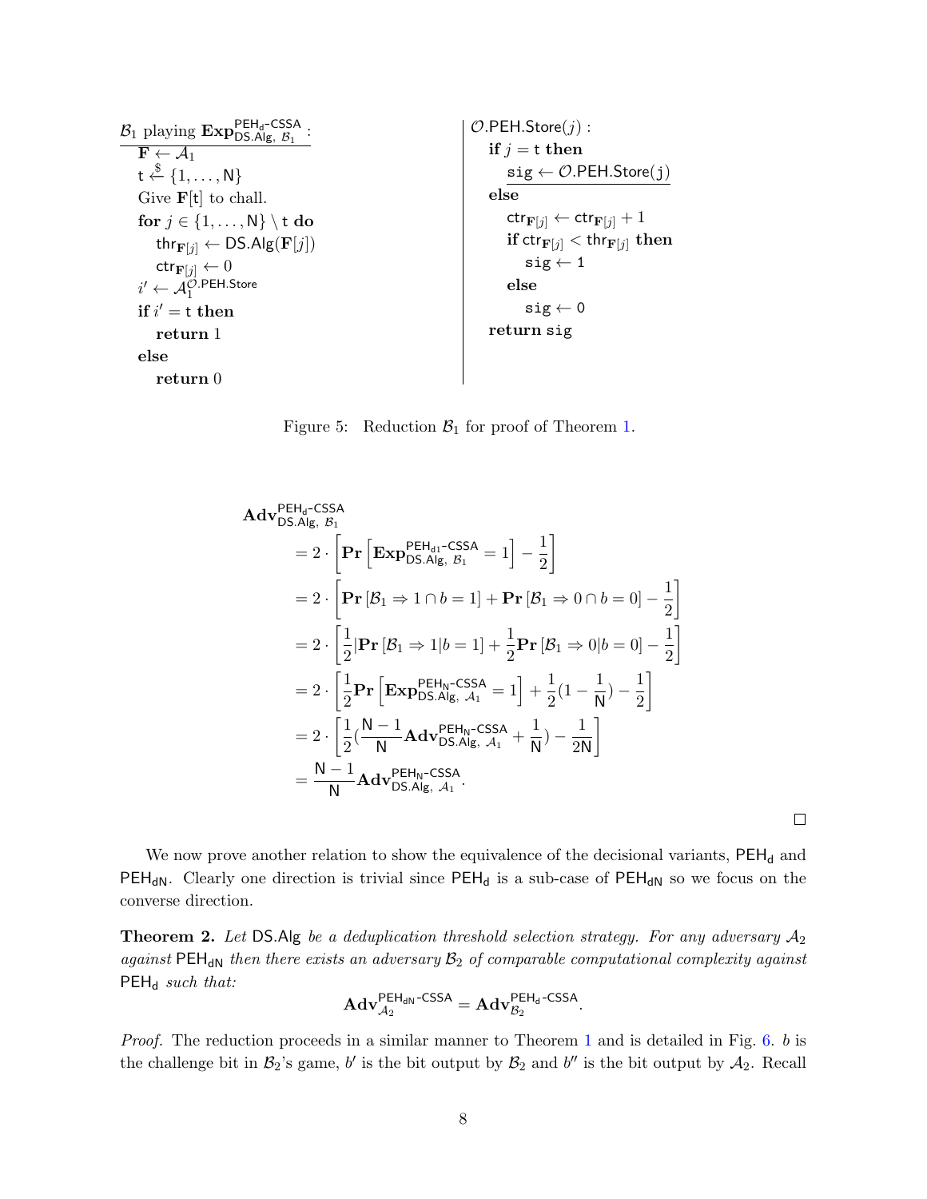```
B_1 playing Exp^{PEH_d-CSSA}_{DS.Alg, B_1} :
  F ← A_1
  t ←$ {1, ..., N}
  Give F[t] to chall.
  for j ∈ {1, ..., N} \ t do
    thr_{F[j]} ← DS.Alg(F[j])
    ctr_{F[j]} ← 0
  i' ← A_1^{O.PEH.Store}
  if i' = t then
    return 1
  else
    return 0
```

```
O.PEH.Store(j) :
  if j = t then
    sig ← O.PEH.Store(j)
  else
    ctr_{F[j]} ← ctr_{F[j]} + 1
    if ctr_{F[j]} < thr_{F[j]} then
      sig ← 1
    else
      sig ← 0
  return sig
```

Figure 5: Reduction $\mathcal{B}_1$ for proof of Theorem 1.

$$
\begin{aligned}
&\mathbf{Adv}^{\mathsf{PEH_d\text{-}CSSA}}_{\mathsf{DS.Alg},\ \mathcal{B}_1} \\
&= 2 \cdot \left[ \mathbf{Pr}\left[ \mathbf{Exp}^{\mathsf{PEH_{d1}\text{-}CSSA}}_{\mathsf{DS.Alg},\ \mathcal{B}_1} = 1 \right] - \frac{1}{2} \right] \\
&= 2 \cdot \left[ \mathbf{Pr}\left[ \mathcal{B}_1 \Rightarrow 1 \cap b = 1 \right] + \mathbf{Pr}\left[ \mathcal{B}_1 \Rightarrow 0 \cap b = 0 \right] - \frac{1}{2} \right] \\
&= 2 \cdot \left[ \frac{1}{2} |\mathbf{Pr}\left[ \mathcal{B}_1 \Rightarrow 1 | b = 1 \right] + \frac{1}{2} \mathbf{Pr}\left[ \mathcal{B}_1 \Rightarrow 0 | b = 0 \right] - \frac{1}{2} \right] \\
&= 2 \cdot \left[ \frac{1}{2} \mathbf{Pr}\left[ \mathbf{Exp}^{\mathsf{PEH_N\text{-}CSSA}}_{\mathsf{DS.Alg},\ \mathcal{A}_1} = 1 \right] + \frac{1}{2}(1 - \frac{1}{\mathsf{N}}) - \frac{1}{2} \right] \\
&= 2 \cdot \left[ \frac{1}{2} (\frac{\mathsf{N}-1}{\mathsf{N}} \mathbf{Adv}^{\mathsf{PEH_N\text{-}CSSA}}_{\mathsf{DS.Alg},\ \mathcal{A}_1} + \frac{1}{\mathsf{N}}) - \frac{1}{2\mathsf{N}} \right] \\
&= \frac{\mathsf{N}-1}{\mathsf{N}} \mathbf{Adv}^{\mathsf{PEH_N\text{-}CSSA}}_{\mathsf{DS.Alg},\ \mathcal{A}_1}.
\end{aligned}
$$

□

We now prove another relation to show the equivalence of the decisional variants, $\mathsf{PEH_d}$ and $\mathsf{PEH_{dN}}$. Clearly one direction is trivial since $\mathsf{PEH_d}$ is a sub-case of $\mathsf{PEH_{dN}}$ so we focus on the converse direction.

**Theorem 2.** *Let* $\mathsf{DS.Alg}$ *be a deduplication threshold selection strategy. For any adversary* $\mathcal{A}_2$ *against* $\mathsf{PEH_{dN}}$ *then there exists an adversary* $\mathcal{B}_2$ *of comparable computational complexity against* $\mathsf{PEH_d}$ *such that:*

$$
\mathbf{Adv}^{\mathsf{PEH_{dN}\text{-}CSSA}}_{\mathcal{A}_2} = \mathbf{Adv}^{\mathsf{PEH_d\text{-}CSSA}}_{\mathcal{B}_2}.
$$

*Proof.* The reduction proceeds in a similar manner to Theorem 1 and is detailed in Fig. 6. $b$ is the challenge bit in $\mathcal{B}_2$'s game, $b'$ is the bit output by $\mathcal{B}_2$ and $b''$ is the bit output by $\mathcal{A}_2$. Recall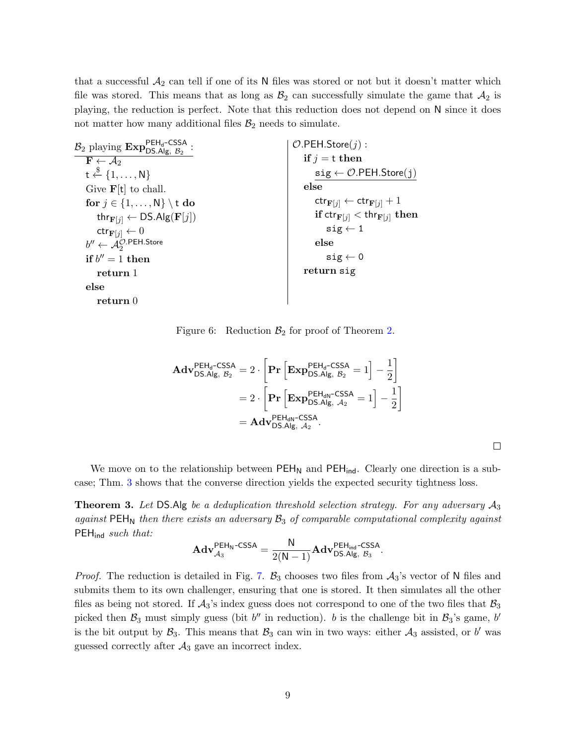that a successful $\mathcal{A}_2$ can tell if one of its $\mathsf{N}$ files was stored or not but it doesn't matter which file was stored. This means that as long as $\mathcal{B}_2$ can successfully simulate the game that $\mathcal{A}_2$ is playing, the reduction is perfect. Note that this reduction does not depend on $\mathsf{N}$ since it does not matter how many additional files $\mathcal{B}_2$ needs to simulate.

```
B_2 playing Exp^{PEH_d-CSSA}_{DS.Alg, B_2} :
    F ← A_2
    t ←$ {1, ..., N}
    Give F[t] to chall.
    for j ∈ {1, ..., N} \ t do
        thr_{F[j]} ← DS.Alg(F[j])
        ctr_{F[j]} ← 0
    b'' ← A_2^{O.PEH.Store}
    if b'' = 1 then
        return 1
    else
        return 0

O.PEH.Store(j) :
    if j = t then
        sig ← O.PEH.Store(j)
    else
        ctr_{F[j]} ← ctr_{F[j]} + 1
        if ctr_{F[j]} < thr_{F[j]} then
            sig ← 1
        else
            sig ← 0
    return sig
```

Figure 6: Reduction $\mathcal{B}_2$ for proof of Theorem 2.

$$
\begin{aligned}
\mathbf{Adv}^{\mathsf{PEH_d\text{-}CSSA}}_{\mathsf{DS.Alg},\ \mathcal{B}_2} &= 2 \cdot \left[ \mathbf{Pr}\left[ \mathbf{Exp}^{\mathsf{PEH_d\text{-}CSSA}}_{\mathsf{DS.Alg},\ \mathcal{B}_2} = 1 \right] - \frac{1}{2} \right] \\
&= 2 \cdot \left[ \mathbf{Pr}\left[ \mathbf{Exp}^{\mathsf{PEH_{dN}\text{-}CSSA}}_{\mathsf{DS.Alg},\ \mathcal{A}_2} = 1 \right] - \frac{1}{2} \right] \\
&= \mathbf{Adv}^{\mathsf{PEH_{dN}\text{-}CSSA}}_{\mathsf{DS.Alg},\ \mathcal{A}_2}.
\end{aligned}
$$

□

We move on to the relationship between $\mathsf{PEH_N}$ and $\mathsf{PEH_{ind}}$. Clearly one direction is a subcase; Thm. 3 shows that the converse direction yields the expected security tightness loss.

**Theorem 3.** *Let* $\mathsf{DS.Alg}$ *be a deduplication threshold selection strategy. For any adversary* $\mathcal{A}_3$ *against* $\mathsf{PEH_N}$ *then there exists an adversary* $\mathcal{B}_3$ *of comparable computational complexity against* $\mathsf{PEH_{ind}}$ *such that:*

$$
\mathbf{Adv}^{\mathsf{PEH_N\text{-}CSSA}}_{\mathcal{A}_3} = \frac{\mathsf{N}}{2(\mathsf{N}-1)} \mathbf{Adv}^{\mathsf{PEH_{ind}\text{-}CSSA}}_{\mathsf{DS.Alg},\ \mathcal{B}_3}.
$$

*Proof.* The reduction is detailed in Fig. 7. $\mathcal{B}_3$ chooses two files from $\mathcal{A}_3$'s vector of $\mathsf{N}$ files and submits them to its own challenger, ensuring that one is stored. It then simulates all the other files as being not stored. If $\mathcal{A}_3$'s index guess does not correspond to one of the two files that $\mathcal{B}_3$ picked then $\mathcal{B}_3$ must simply guess (bit $b''$ in reduction). $b$ is the challenge bit in $\mathcal{B}_3$'s game, $b'$ is the bit output by $\mathcal{B}_3$. This means that $\mathcal{B}_3$ can win in two ways: either $\mathcal{A}_3$ assisted, or $b'$ was guessed correctly after $\mathcal{A}_3$ gave an incorrect index.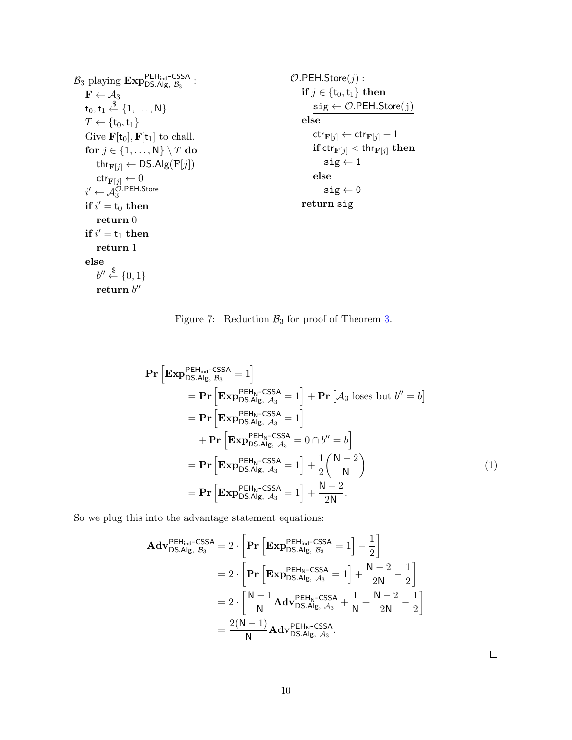$\mathcal{B}_3$ playing $\mathbf{Exp}^{\mathsf{PEH_{ind}\text{-}CSSA}}_{\mathsf{DS.Alg},\ \mathcal{B}_3}$ :

```
F ← A_3
t_0, t_1 ←$ {1, ..., N}
T ← {t_0, t_1}
Give F[t_0], F[t_1] to chall.
for j ∈ {1, ..., N} \ T do
    thr_F[j] ← DS.Alg(F[j])
    ctr_F[j] ← 0
i' ← A_3^{O.PEH.Store}
if i' = t_0 then
    return 0
if i' = t_1 then
    return 1
else
    b'' ←$ {0, 1}
    return b''
```

$\mathcal{O}$.PEH.Store($j$) :

```
if j ∈ {t_0, t_1} then
    sig ← O.PEH.Store(j)
else
    ctr_F[j] ← ctr_F[j] + 1
    if ctr_F[j] < thr_F[j] then
        sig ← 1
    else
        sig ← 0
return sig
```

Figure 7: Reduction $\mathcal{B}_3$ for proof of Theorem 3.

$$
\begin{aligned}
\mathbf{Pr}\left[\mathbf{Exp}^{\mathsf{PEH_{ind}\text{-}CSSA}}_{\mathsf{DS.Alg},\ \mathcal{B}_3} = 1\right]
&= \mathbf{Pr}\left[\mathbf{Exp}^{\mathsf{PEH_N\text{-}CSSA}}_{\mathsf{DS.Alg},\ \mathcal{A}_3} = 1\right] + \mathbf{Pr}\left[\mathcal{A}_3 \text{ loses but } b'' = b\right] \\
&= \mathbf{Pr}\left[\mathbf{Exp}^{\mathsf{PEH_N\text{-}CSSA}}_{\mathsf{DS.Alg},\ \mathcal{A}_3} = 1\right] \\
&\quad + \mathbf{Pr}\left[\mathbf{Exp}^{\mathsf{PEH_N\text{-}CSSA}}_{\mathsf{DS.Alg},\ \mathcal{A}_3} = 0 \cap b'' = b\right] \\
&= \mathbf{Pr}\left[\mathbf{Exp}^{\mathsf{PEH_N\text{-}CSSA}}_{\mathsf{DS.Alg},\ \mathcal{A}_3} = 1\right] + \frac{1}{2}\left(\frac{\mathsf{N}-2}{\mathsf{N}}\right) \\
&= \mathbf{Pr}\left[\mathbf{Exp}^{\mathsf{PEH_N\text{-}CSSA}}_{\mathsf{DS.Alg},\ \mathcal{A}_3} = 1\right] + \frac{\mathsf{N}-2}{2\mathsf{N}}.
\end{aligned}
\tag{1}
$$

So we plug this into the advantage statement equations:

$$
\begin{aligned}
\mathbf{Adv}^{\mathsf{PEH_{ind}\text{-}CSSA}}_{\mathsf{DS.Alg},\ \mathcal{B}_3} &= 2 \cdot \left[\mathbf{Pr}\left[\mathbf{Exp}^{\mathsf{PEH_{ind}\text{-}CSSA}}_{\mathsf{DS.Alg},\ \mathcal{B}_3} = 1\right] - \frac{1}{2}\right] \\
&= 2 \cdot \left[\mathbf{Pr}\left[\mathbf{Exp}^{\mathsf{PEH_N\text{-}CSSA}}_{\mathsf{DS.Alg},\ \mathcal{A}_3} = 1\right] + \frac{\mathsf{N}-2}{2\mathsf{N}} - \frac{1}{2}\right] \\
&= 2 \cdot \left[\frac{\mathsf{N}-1}{\mathsf{N}}\mathbf{Adv}^{\mathsf{PEH_N\text{-}CSSA}}_{\mathsf{DS.Alg},\ \mathcal{A}_3} + \frac{1}{\mathsf{N}} + \frac{\mathsf{N}-2}{2\mathsf{N}} - \frac{1}{2}\right] \\
&= \frac{2(\mathsf{N}-1)}{\mathsf{N}}\mathbf{Adv}^{\mathsf{PEH_N\text{-}CSSA}}_{\mathsf{DS.Alg},\ \mathcal{A}_3}.
\end{aligned}
$$

□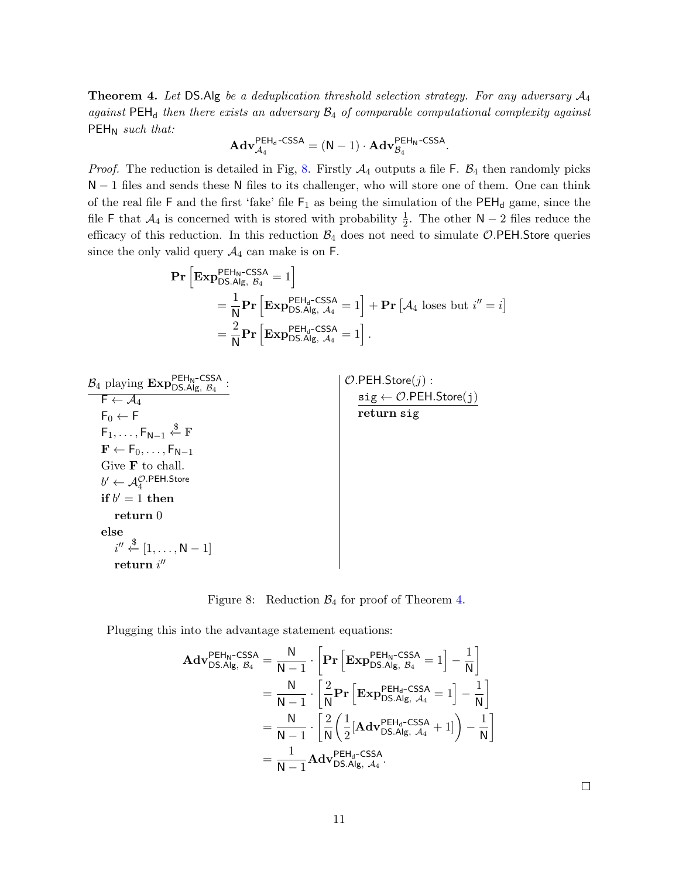**Theorem 4.** *Let* DS.Alg *be a deduplication threshold selection strategy. For any adversary* $\mathcal{A}_4$ *against* $\mathsf{PEH_d}$ *then there exists an adversary* $\mathcal{B}_4$ *of comparable computational complexity against* $\mathsf{PEH_N}$ *such that:*

$$\mathbf{Adv}^{\mathsf{PEH_d\text{-}CSSA}}_{\mathcal{A}_4} = (\mathsf{N}-1)\cdot \mathbf{Adv}^{\mathsf{PEH_N\text{-}CSSA}}_{\mathcal{B}_4}.$$

*Proof.* The reduction is detailed in Fig, 8. Firstly $\mathcal{A}_4$ outputs a file $\mathsf{F}$. $\mathcal{B}_4$ then randomly picks $\mathsf{N}-1$ files and sends these $\mathsf{N}$ files to its challenger, who will store one of them. One can think of the real file $\mathsf{F}$ and the first 'fake' file $\mathsf{F}_1$ as being the simulation of the $\mathsf{PEH_d}$ game, since the file $\mathsf{F}$ that $\mathcal{A}_4$ is concerned with is stored with probability $\frac{1}{2}$. The other $\mathsf{N}-2$ files reduce the efficacy of this reduction. In this reduction $\mathcal{B}_4$ does not need to simulate $\mathcal{O}.\mathsf{PEH.Store}$ queries since the only valid query $\mathcal{A}_4$ can make is on $\mathsf{F}$.

$$\begin{aligned}
&\mathbf{Pr}\left[\mathbf{Exp}^{\mathsf{PEH_N\text{-}CSSA}}_{\mathsf{DS.Alg},\ \mathcal{B}_4} = 1\right] \\
&\quad = \frac{1}{\mathsf{N}}\mathbf{Pr}\left[\mathbf{Exp}^{\mathsf{PEH_d\text{-}CSSA}}_{\mathsf{DS.Alg},\ \mathcal{A}_4} = 1\right] + \mathbf{Pr}\left[\mathcal{A}_4 \text{ loses but } i'' = i\right] \\
&\quad = \frac{2}{\mathsf{N}}\mathbf{Pr}\left[\mathbf{Exp}^{\mathsf{PEH_d\text{-}CSSA}}_{\mathsf{DS.Alg},\ \mathcal{A}_4} = 1\right].
\end{aligned}$$

```
B_4 playing Exp^{PEH_N-CSSA}_{DS.Alg, B_4} :
    F ← A_4
    F_0 ← F
    F_1, ..., F_{N-1} ←$ 𝔽
    F ← F_0, ..., F_{N-1}
    Give F to chall.
    b' ← A_4^{O.PEH.Store}
    if b' = 1 then
        return 0
    else
        i'' ←$ [1, ..., N-1]
        return i''

O.PEH.Store(j) :
    sig ← O.PEH.Store(j)
    return sig
```

Figure 8: Reduction $\mathcal{B}_4$ for proof of Theorem 4.

Plugging this into the advantage statement equations:

$$\begin{aligned}
\mathbf{Adv}^{\mathsf{PEH_N\text{-}CSSA}}_{\mathsf{DS.Alg},\ \mathcal{B}_4} &= \frac{\mathsf{N}}{\mathsf{N}-1}\cdot\left[\mathbf{Pr}\left[\mathbf{Exp}^{\mathsf{PEH_N\text{-}CSSA}}_{\mathsf{DS.Alg},\ \mathcal{B}_4} = 1\right] - \frac{1}{\mathsf{N}}\right] \\
&= \frac{\mathsf{N}}{\mathsf{N}-1}\cdot\left[\frac{2}{\mathsf{N}}\mathbf{Pr}\left[\mathbf{Exp}^{\mathsf{PEH_d\text{-}CSSA}}_{\mathsf{DS.Alg},\ \mathcal{A}_4} = 1\right] - \frac{1}{\mathsf{N}}\right] \\
&= \frac{\mathsf{N}}{\mathsf{N}-1}\cdot\left[\frac{2}{\mathsf{N}}\left(\frac{1}{2}[\mathbf{Adv}^{\mathsf{PEH_d\text{-}CSSA}}_{\mathsf{DS.Alg},\ \mathcal{A}_4} + 1]\right) - \frac{1}{\mathsf{N}}\right] \\
&= \frac{1}{\mathsf{N}-1}\mathbf{Adv}^{\mathsf{PEH_d\text{-}CSSA}}_{\mathsf{DS.Alg},\ \mathcal{A}_4}.
\end{aligned}$$

□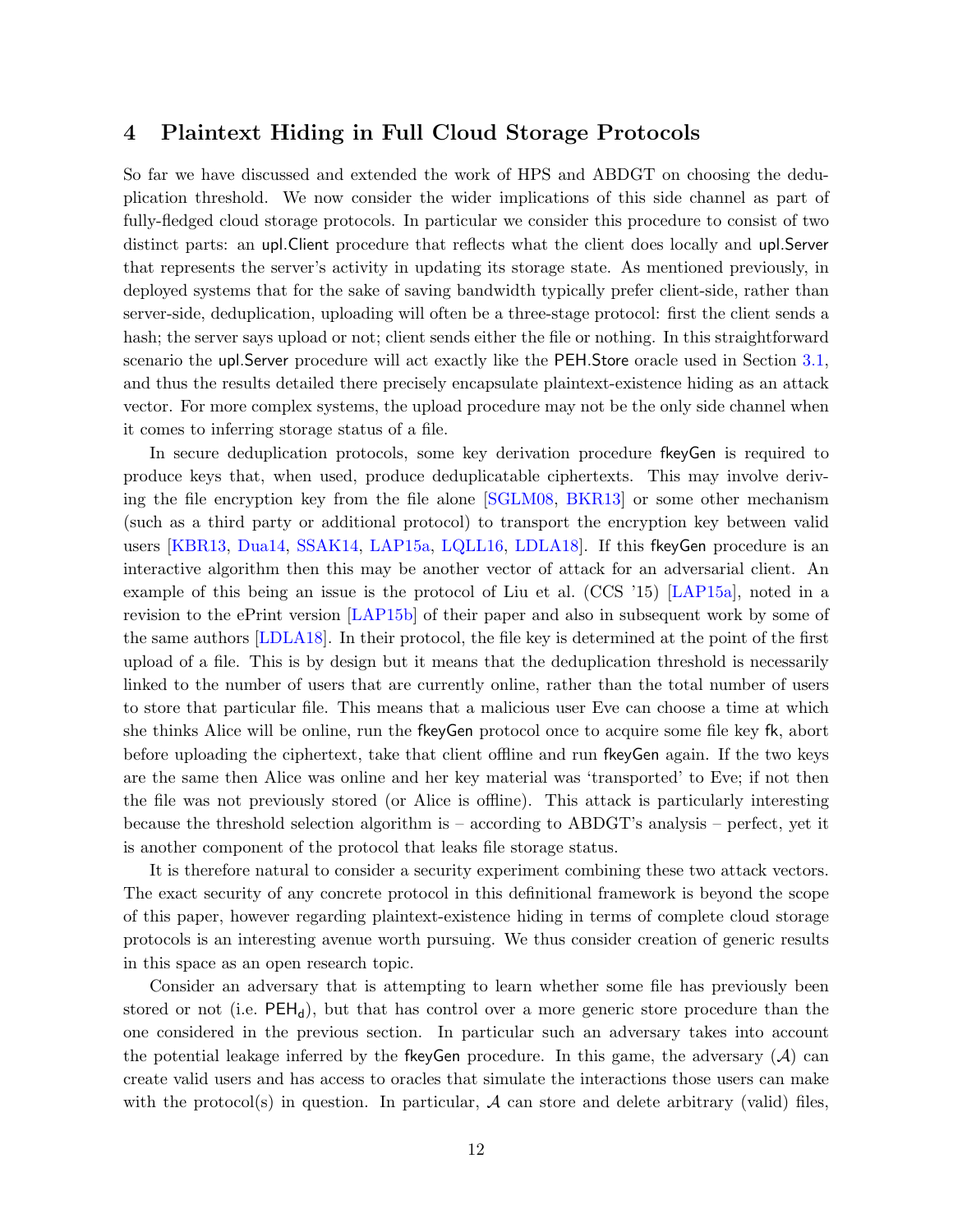# 4 Plaintext Hiding in Full Cloud Storage Protocols

So far we have discussed and extended the work of HPS and ABDGT on choosing the deduplication threshold. We now consider the wider implications of this side channel as part of fully-fledged cloud storage protocols. In particular we consider this procedure to consist of two distinct parts: an upl.Client procedure that reflects what the client does locally and upl.Server that represents the server's activity in updating its storage state. As mentioned previously, in deployed systems that for the sake of saving bandwidth typically prefer client-side, rather than server-side, deduplication, uploading will often be a three-stage protocol: first the client sends a hash; the server says upload or not; client sends either the file or nothing. In this straightforward scenario the upl.Server procedure will act exactly like the PEH.Store oracle used in Section 3.1, and thus the results detailed there precisely encapsulate plaintext-existence hiding as an attack vector. For more complex systems, the upload procedure may not be the only side channel when it comes to inferring storage status of a file.

In secure deduplication protocols, some key derivation procedure fkeyGen is required to produce keys that, when used, produce deduplicatable ciphertexts. This may involve deriving the file encryption key from the file alone [SGLM08, BKR13] or some other mechanism (such as a third party or additional protocol) to transport the encryption key between valid users [KBR13, Dua14, SSAK14, LAP15a, LQLL16, LDLA18]. If this fkeyGen procedure is an interactive algorithm then this may be another vector of attack for an adversarial client. An example of this being an issue is the protocol of Liu et al. (CCS '15) [LAP15a], noted in a revision to the ePrint version [LAP15b] of their paper and also in subsequent work by some of the same authors [LDLA18]. In their protocol, the file key is determined at the point of the first upload of a file. This is by design but it means that the deduplication threshold is necessarily linked to the number of users that are currently online, rather than the total number of users to store that particular file. This means that a malicious user Eve can choose a time at which she thinks Alice will be online, run the fkeyGen protocol once to acquire some file key fk, abort before uploading the ciphertext, take that client offline and run fkeyGen again. If the two keys are the same then Alice was online and her key material was 'transported' to Eve; if not then the file was not previously stored (or Alice is offline). This attack is particularly interesting because the threshold selection algorithm is – according to ABDGT's analysis – perfect, yet it is another component of the protocol that leaks file storage status.

It is therefore natural to consider a security experiment combining these two attack vectors. The exact security of any concrete protocol in this definitional framework is beyond the scope of this paper, however regarding plaintext-existence hiding in terms of complete cloud storage protocols is an interesting avenue worth pursuing. We thus consider creation of generic results in this space as an open research topic.

Consider an adversary that is attempting to learn whether some file has previously been stored or not (i.e. $\mathsf{PEH_d}$), but that has control over a more generic store procedure than the one considered in the previous section. In particular such an adversary takes into account the potential leakage inferred by the fkeyGen procedure. In this game, the adversary ($\mathcal{A}$) can create valid users and has access to oracles that simulate the interactions those users can make with the protocol(s) in question. In particular, $\mathcal{A}$ can store and delete arbitrary (valid) files,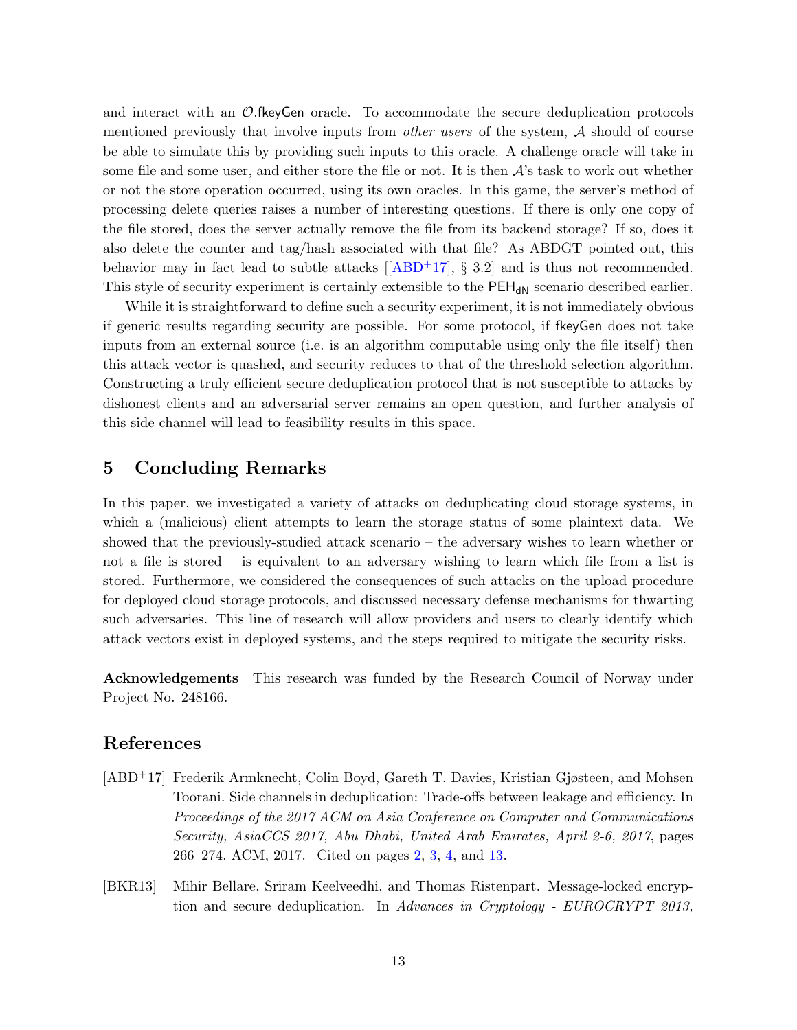and interact with an $\mathcal{O}$.fkeyGen oracle. To accommodate the secure deduplication protocols mentioned previously that involve inputs from *other users* of the system, $\mathcal{A}$ should of course be able to simulate this by providing such inputs to this oracle. A challenge oracle will take in some file and some user, and either store the file or not. It is then $\mathcal{A}$'s task to work out whether or not the store operation occurred, using its own oracles. In this game, the server's method of processing delete queries raises a number of interesting questions. If there is only one copy of the file stored, does the server actually remove the file from its backend storage? If so, does it also delete the counter and tag/hash associated with that file? As ABDGT pointed out, this behavior may in fact lead to subtle attacks [[ABD+17], § 3.2] and is thus not recommended. This style of security experiment is certainly extensible to the $\mathsf{PEH}_{\mathsf{dN}}$ scenario described earlier.

While it is straightforward to define such a security experiment, it is not immediately obvious if generic results regarding security are possible. For some protocol, if fkeyGen does not take inputs from an external source (i.e. is an algorithm computable using only the file itself) then this attack vector is quashed, and security reduces to that of the threshold selection algorithm. Constructing a truly efficient secure deduplication protocol that is not susceptible to attacks by dishonest clients and an adversarial server remains an open question, and further analysis of this side channel will lead to feasibility results in this space.

## 5 Concluding Remarks

In this paper, we investigated a variety of attacks on deduplicating cloud storage systems, in which a (malicious) client attempts to learn the storage status of some plaintext data. We showed that the previously-studied attack scenario – the adversary wishes to learn whether or not a file is stored – is equivalent to an adversary wishing to learn which file from a list is stored. Furthermore, we considered the consequences of such attacks on the upload procedure for deployed cloud storage protocols, and discussed necessary defense mechanisms for thwarting such adversaries. This line of research will allow providers and users to clearly identify which attack vectors exist in deployed systems, and the steps required to mitigate the security risks.

**Acknowledgements** This research was funded by the Research Council of Norway under Project No. 248166.

## References

[ABD+17] Frederik Armknecht, Colin Boyd, Gareth T. Davies, Kristian Gjøsteen, and Mohsen Toorani. Side channels in deduplication: Trade-offs between leakage and efficiency. In *Proceedings of the 2017 ACM on Asia Conference on Computer and Communications Security, AsiaCCS 2017, Abu Dhabi, United Arab Emirates, April 2-6, 2017*, pages 266–274. ACM, 2017. Cited on pages 2, 3, 4, and 13.

[BKR13] Mihir Bellare, Sriram Keelveedhi, and Thomas Ristenpart. Message-locked encryption and secure deduplication. In *Advances in Cryptology - EUROCRYPT 2013,*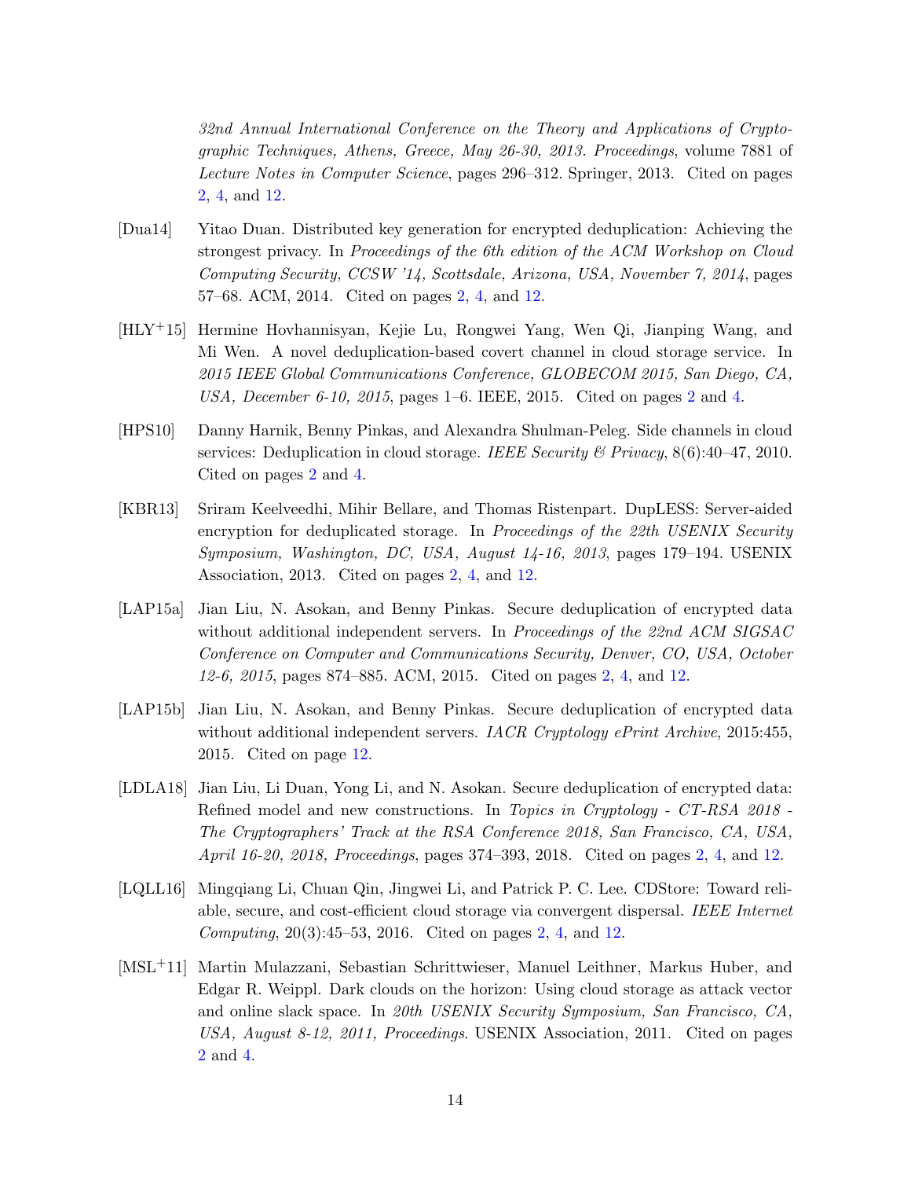*32nd Annual International Conference on the Theory and Applications of Cryptographic Techniques, Athens, Greece, May 26-30, 2013. Proceedings*, volume 7881 of *Lecture Notes in Computer Science*, pages 296–312. Springer, 2013. Cited on pages 2, 4, and 12.

[Dua14] Yitao Duan. Distributed key generation for encrypted deduplication: Achieving the strongest privacy. In *Proceedings of the 6th edition of the ACM Workshop on Cloud Computing Security, CCSW '14, Scottsdale, Arizona, USA, November 7, 2014*, pages 57–68. ACM, 2014. Cited on pages 2, 4, and 12.

[HLY+15] Hermine Hovhannisyan, Kejie Lu, Rongwei Yang, Wen Qi, Jianping Wang, and Mi Wen. A novel deduplication-based covert channel in cloud storage service. In *2015 IEEE Global Communications Conference, GLOBECOM 2015, San Diego, CA, USA, December 6-10, 2015*, pages 1–6. IEEE, 2015. Cited on pages 2 and 4.

[HPS10] Danny Harnik, Benny Pinkas, and Alexandra Shulman-Peleg. Side channels in cloud services: Deduplication in cloud storage. *IEEE Security & Privacy*, 8(6):40–47, 2010. Cited on pages 2 and 4.

[KBR13] Sriram Keelveedhi, Mihir Bellare, and Thomas Ristenpart. DupLESS: Server-aided encryption for deduplicated storage. In *Proceedings of the 22th USENIX Security Symposium, Washington, DC, USA, August 14-16, 2013*, pages 179–194. USENIX Association, 2013. Cited on pages 2, 4, and 12.

[LAP15a] Jian Liu, N. Asokan, and Benny Pinkas. Secure deduplication of encrypted data without additional independent servers. In *Proceedings of the 22nd ACM SIGSAC Conference on Computer and Communications Security, Denver, CO, USA, October 12-6, 2015*, pages 874–885. ACM, 2015. Cited on pages 2, 4, and 12.

[LAP15b] Jian Liu, N. Asokan, and Benny Pinkas. Secure deduplication of encrypted data without additional independent servers. *IACR Cryptology ePrint Archive*, 2015:455, 2015. Cited on page 12.

[LDLA18] Jian Liu, Li Duan, Yong Li, and N. Asokan. Secure deduplication of encrypted data: Refined model and new constructions. In *Topics in Cryptology - CT-RSA 2018 - The Cryptographers' Track at the RSA Conference 2018, San Francisco, CA, USA, April 16-20, 2018, Proceedings*, pages 374–393, 2018. Cited on pages 2, 4, and 12.

[LQLL16] Mingqiang Li, Chuan Qin, Jingwei Li, and Patrick P. C. Lee. CDStore: Toward reliable, secure, and cost-efficient cloud storage via convergent dispersal. *IEEE Internet Computing*, 20(3):45–53, 2016. Cited on pages 2, 4, and 12.

[MSL+11] Martin Mulazzani, Sebastian Schrittwieser, Manuel Leithner, Markus Huber, and Edgar R. Weippl. Dark clouds on the horizon: Using cloud storage as attack vector and online slack space. In *20th USENIX Security Symposium, San Francisco, CA, USA, August 8-12, 2011, Proceedings*. USENIX Association, 2011. Cited on pages 2 and 4.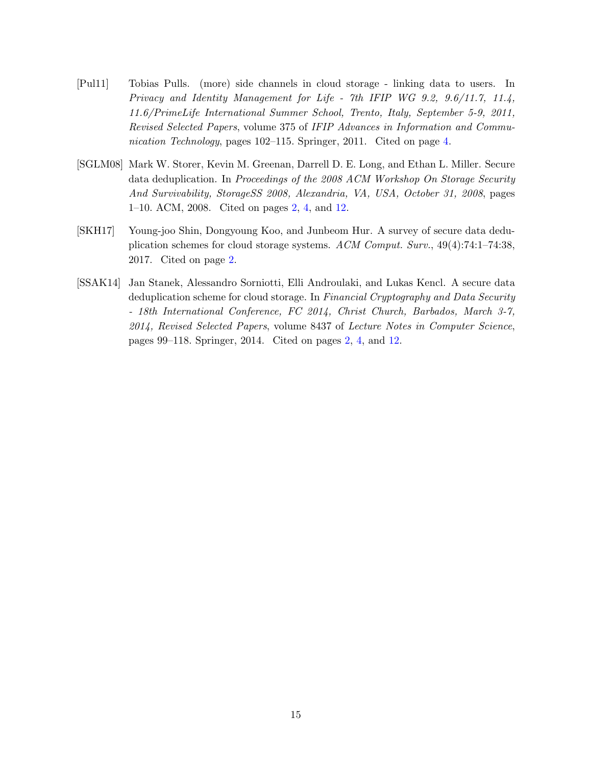[Pul11] Tobias Pulls. (more) side channels in cloud storage - linking data to users. In *Privacy and Identity Management for Life - 7th IFIP WG 9.2, 9.6/11.7, 11.4, 11.6/PrimeLife International Summer School, Trento, Italy, September 5-9, 2011, Revised Selected Papers*, volume 375 of *IFIP Advances in Information and Communication Technology*, pages 102–115. Springer, 2011. Cited on page 4.

[SGLM08] Mark W. Storer, Kevin M. Greenan, Darrell D. E. Long, and Ethan L. Miller. Secure data deduplication. In *Proceedings of the 2008 ACM Workshop On Storage Security And Survivability, StorageSS 2008, Alexandria, VA, USA, October 31, 2008*, pages 1–10. ACM, 2008. Cited on pages 2, 4, and 12.

[SKH17] Young-joo Shin, Dongyoung Koo, and Junbeom Hur. A survey of secure data deduplication schemes for cloud storage systems. *ACM Comput. Surv.*, 49(4):74:1–74:38, 2017. Cited on page 2.

[SSAK14] Jan Stanek, Alessandro Sorniotti, Elli Androulaki, and Lukas Kencl. A secure data deduplication scheme for cloud storage. In *Financial Cryptography and Data Security - 18th International Conference, FC 2014, Christ Church, Barbados, March 3-7, 2014, Revised Selected Papers*, volume 8437 of *Lecture Notes in Computer Science*, pages 99–118. Springer, 2014. Cited on pages 2, 4, and 12.